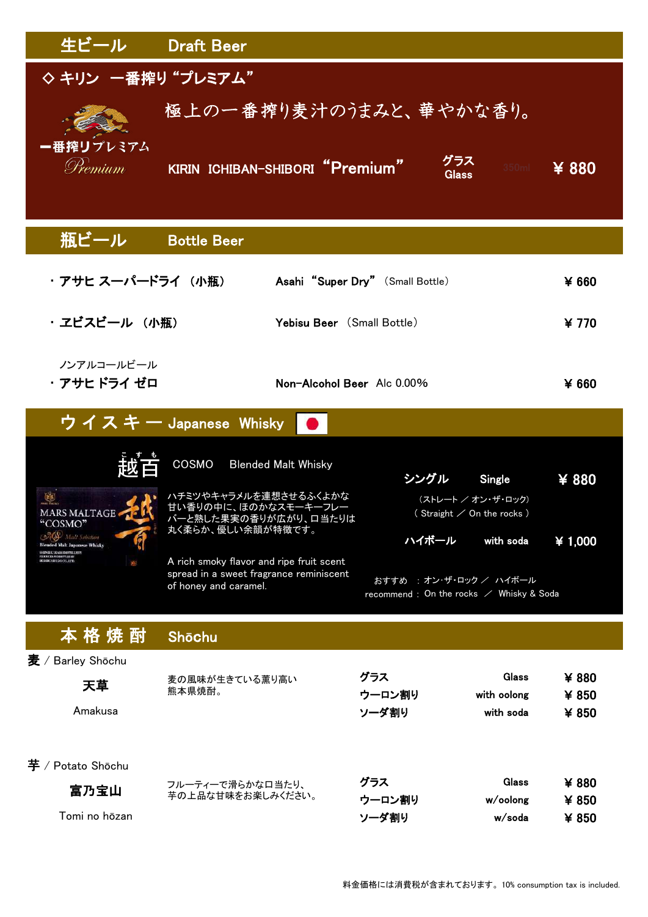## 生ビール　Draft Beer

### ◇ キリン　一番搾り “プレミアム”

一番搾りプレミアム
Premium

極上の一番搾り麦汁のうまみと、華やかな香り。

| | | | |
|---|---|---|---|
| KIRIN ICHIBAN-SHIBORI “Premium” | グラス Glass | 350ml | ¥ 880 |

## 瓶ビール　Bottle Beer

| | | |
|---|---|---|
| ・アサヒ スーパードライ （小瓶） | Asahi “Super Dry” （Small Bottle） | ¥ 660 |
| ・ヱビスビール （小瓶） | Yebisu Beer （Small Bottle） | ¥ 770 |
| ノンアルコールビール ・アサヒ ドライ ゼロ | Non-Alcohol Beer Alc 0.00% | ¥ 660 |

## ウ イ ス キ ー　Japanese Whisky

### 越百（こすも）　COSMO　Blended Malt Whisky

MARS MALTAGE “COSMO” Malt Selection Blended Malt Japanese Whisky

ハチミツやキャラメルを連想させるふくよかな甘い香りの中に、ほのかなスモーキーフレーバーと熟した果実の香りが広がり、口当たりは丸く柔らかい、優しい余韻が特徴です。

A rich smoky flavor and ripe fruit scent spread in a sweet fragrance reminiscent of honey and caramel.

| | | |
|---|---|---|
| シングル | Single | ¥ 880 |
| （ストレート ／ オン・ザ・ロック） ( Straight ／ On the rocks ) | | |
| ハイボール | with soda | ¥ 1,000 |

おすすめ　：オン･ザ･ロック ／ ハイボール
recommend : On the rocks ／ Whisky & Soda

## 本 格 焼 酎　Shōchu

### 麦 / Barley Shōchu

**天草**
Amakusa

麦の風味が生きている薫り高い熊本県焼酎。

| | | |
|---|---|---|
| グラス | Glass | ¥ 880 |
| ウーロン割り | with oolong | ¥ 850 |
| ソーダ割り | with soda | ¥ 850 |

### 芋 / Potato Shōchu

**富乃宝山**
Tomi no hōzan

フルーティーで滑らかな口当たり、芋の上品な甘味をお楽しみください。

| | | |
|---|---|---|
| グラス | Glass | ¥ 880 |
| ウーロン割り | w/oolong | ¥ 850 |
| ソーダ割り | w/soda | ¥ 850 |

料金価格には消費税が含まれております。10% consumption tax is included.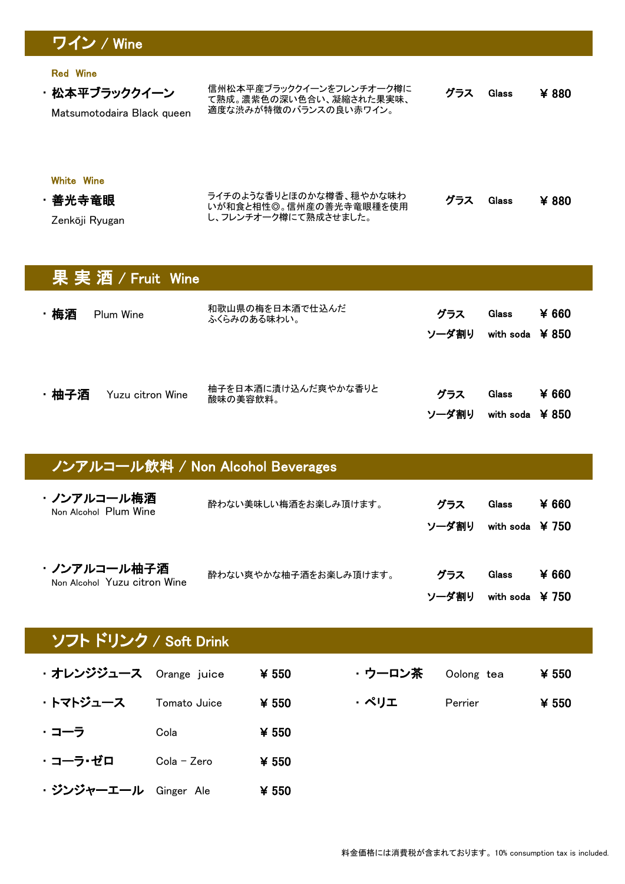## ワイン / Wine

### Red Wine

- **松本平ブラッククイーン**
  Matsumotodaira Black queen

  信州松本平産ブラッククイーンをフレンチオーク樽にて熟成。濃紫色の深い色合い、凝縮された果実味、適度な渋みが特徴のバランスの良い赤ワイン。

  グラス Glass ￥ 880

### White Wine

- **善光寺竜眼**
  Zenkōji Ryugan

  ライチのような香りとほのかな樽香、穏やかな味わいが和食と相性◎。信州産の善光寺竜眼種を使用し、フレンチオーク樽にて熟成させました。

  グラス Glass ￥ 880

## 果 実 酒 / Fruit Wine

- **梅酒** Plum Wine

  和歌山県の梅を日本酒で仕込んだふくらみのある味わい。

  グラス Glass ￥ 660
  ソーダ割り with soda ￥ 850

- **柚子酒** Yuzu citron Wine

  柚子を日本酒に漬け込んだ爽やかな香りと酸味の美容飲料。

  グラス Glass ￥ 660
  ソーダ割り with soda ￥ 850

## ノンアルコール飲料 / Non Alcohol Beverages

- **ノンアルコール梅酒**
  Non Alcohol Plum Wine

  酔わない美味しい梅酒をお楽しみ頂けます。

  グラス Glass ￥ 660
  ソーダ割り with soda ￥ 750

- **ノンアルコール柚子酒**
  Non Alcohol Yuzu citron Wine

  酔わない爽やかな柚子酒をお楽しみ頂けます。

  グラス Glass ￥ 660
  ソーダ割り with soda ￥ 750

## ソフト ドリンク / Soft Drink

| | | |
|---|---|---|
| ・**オレンジジュース** | Orange juice | ￥ 550 |
| ・**トマトジュース** | Tomato Juice | ￥ 550 |
| ・**コーラ** | Cola | ￥ 550 |
| ・**コーラ・ゼロ** | Cola - Zero | ￥ 550 |
| ・**ジンジャーエール** | Ginger Ale | ￥ 550 |
| ・**ウーロン茶** | Oolong tea | ￥ 550 |
| ・**ペリエ** | Perrier | ￥ 550 |

料金価格には消費税が含まれております。10% consumption tax is included.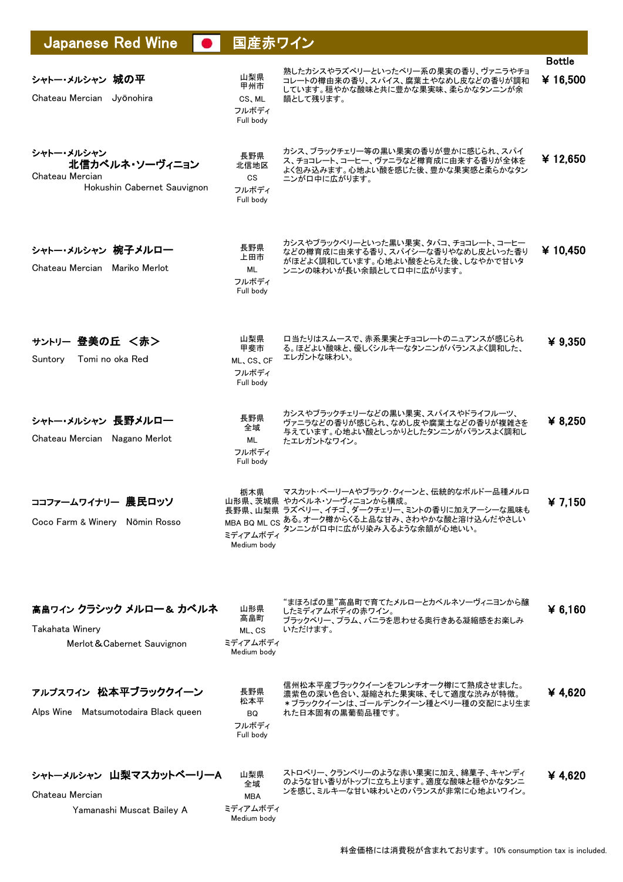# Japanese Red Wine 国産赤ワイン

| Wine | Region / Grape / Body | Description | Bottle |
|---|---|---|---|
| **シャトー・メルシャン 城の平**<br>Chateau Mercian Jyōnohira | 山梨県<br>甲州市<br>CS、ML<br>フルボディ<br>Full body | 熟したカシスやラズベリーといったベリー系の果実の香り、ヴァニラやチョコレートの樽由来の香り、スパイス、腐葉土やなめし皮などの香りが調和しています。穏やかな酸味と共に豊かな果実味、柔らかなタンニンが余韻として残ります。 | ¥ 16,500 |
| **シャトー・メルシャン 北信カベルネ・ソーヴィニヨン**<br>Chateau Mercian Hokushin Cabernet Sauvignon | 長野県<br>北信地区<br>CS<br>フルボディ<br>Full body | カシス、ブラックチェリー等の黒い果実の香りが豊かに感じられ、スパイス、チョコレート、コーヒー、ヴァニラなど樽育成に由来する香りが全体をよく包み込みます。心地よい酸を感じた後、豊かな果実感と柔らかなタンニンが口中に広がります。 | ¥ 12,650 |
| **シャトー・メルシャン 椀子メルロー**<br>Chateau Mercian Mariko Merlot | 長野県<br>上田市<br>ML<br>フルボディ<br>Full body | カシスやブラックベリーといった黒い果実、タバコ、チョコレート、コーヒーなどの樽育成に由来する香り、スパイシーな香りやなめし皮といった香りがほどよく調和しています。心地よい酸をとらえた後、しなやかで甘いタンニンの味わいが長い余韻として口中に広がります。 | ¥ 10,450 |
| **サントリー 登美の丘 <赤>**<br>Suntory Tomi no oka Red | 山梨県<br>甲斐市<br>ML、CS、CF<br>フルボディ<br>Full body | 口当たりはスムースで、赤系果実とチョコレートのニュアンスが感じられる。ほどよい酸味と、優しくシルキーなタンニンがバランスよく調和した、エレガントな味わい。 | ¥ 9,350 |
| **シャトー・メルシャン 長野メルロー**<br>Chateau Mercian Nagano Merlot | 長野県<br>全域<br>ML<br>フルボディ<br>Full body | カシスやブラックチェリーなどの黒い果実、スパイスやドライフルーツ、ヴァニラなどの香りが感じられ、なめし皮や腐葉土などの香りが複雑さを与えています。心地よい酸としっかりとしたタンニンがバランスよく調和したエレガントなワイン。 | ¥ 8,250 |
| **ココファームワイナリー 農民ロッソ**<br>Coco Farm & Winery Nōmin Rosso | 栃木県<br>山形県、茨城県<br>長野県、山梨県<br>MBA BQ ML CS<br>ミディアムボディ<br>Medium body | マスカット・ベーリーAやブラック・クィーンと、伝統的なボルドー品種メルロやカベルネ・ソーヴィニヨンから構成。ラズベリー、イチゴ、ダークチェリー、ミントの香りに加えアーシーな風味もある。オーク樽からくる上品な甘み、さわやかな酸と溶け込んださやしいタンニンが口中に広がり染み入るような余韻が心地いい。 | ¥ 7,150 |
| **高畠ワイン クラシック メルロー＆ カベルネ**<br>Takahata Winery Merlot＆Cabernet Sauvignon | 山形県<br>高畠町<br>ML、CS<br>ミディアムボディ<br>Medium body | "まほろばの里"高畠町で育てたメルローとカベルネソーヴィニヨンから醸したミディアムボディの赤ワイン。ブラックベリー、プラム、バニラを思わせる奥行きある凝縮感をお楽しみいただけます。 | ¥ 6,160 |
| **アルプスワイン 松本平ブラッククイーン**<br>Alps Wine Matsumotodaira Black queen | 長野県<br>松本平<br>BQ<br>フルボディ<br>Full body | 信州松本平産ブラッククイーンをフレンチオーク樽にて熟成させました。濃紫色の深い色合い、凝縮された果実味、そして適度な渋みが特徴。＊ブラッククイーンは、ゴールデンクイーン種とベリー種の交配により生まれた日本固有の黒葡萄品種です。 | ¥ 4,620 |
| **シャトーメルシャン 山梨マスカットベーリーA**<br>Chateau Mercian Yamanashi Muscat Bailey A | 山梨県<br>全域<br>MBA<br>ミディアムボディ<br>Medium body | ストロベリー、クランベリーのような赤い果実に加え、綿菓子、キャンディのような甘い香りがトップに立ち上ります。適度な酸味と穏やかなタンニンを感じ、ミルキーな甘い味わいとのバランスが非常に心地よいワイン。 | ¥ 4,620 |

料金価格には消費税が含まれております。10% consumption tax is included.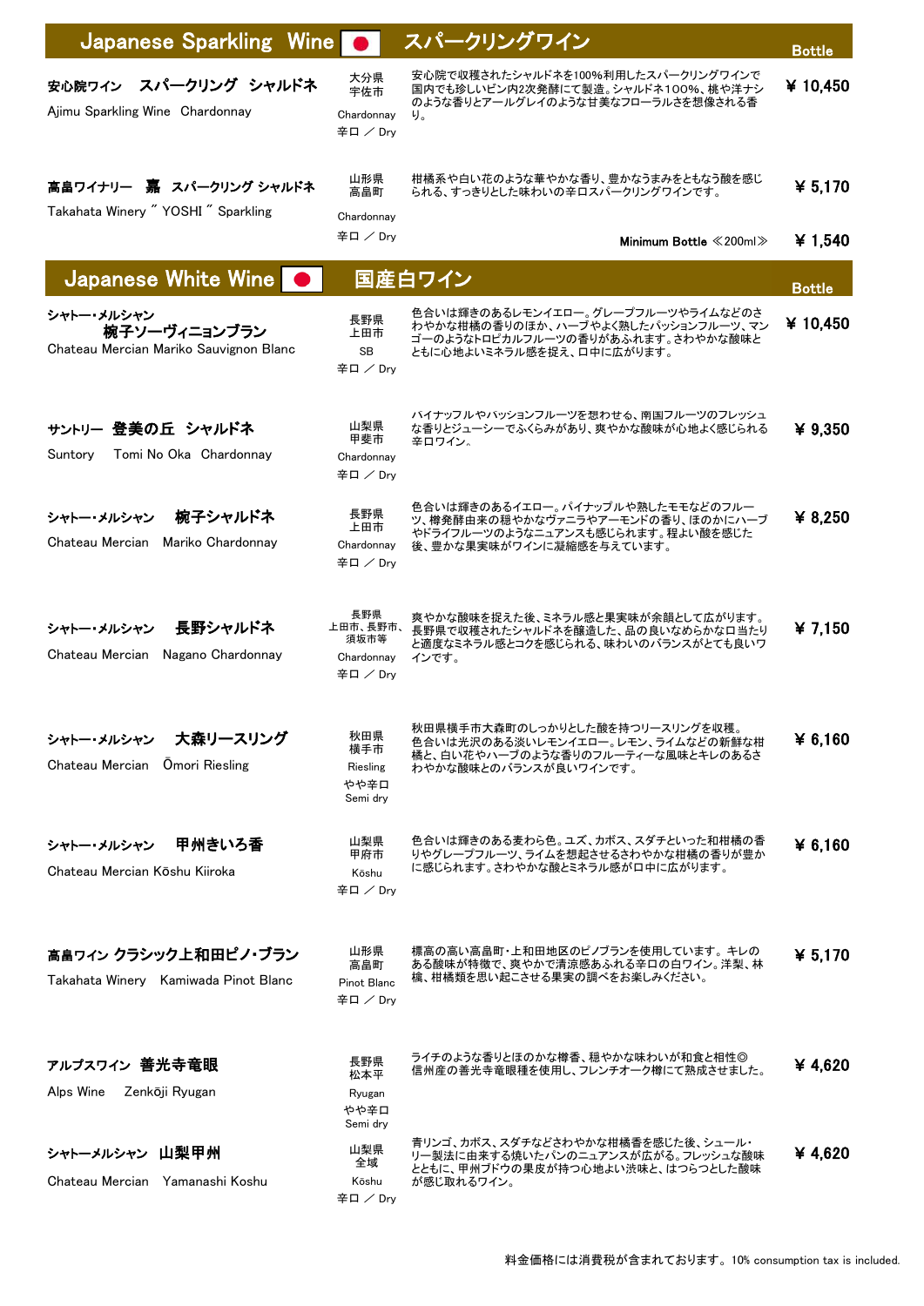## Japanese Sparkling Wine スパークリングワイン

| | | | Bottle |
|---|---|---|---|
| **安心院ワイン　スパークリング　シャルドネ**<br>Ajimu Sparkling Wine　Chardonnay | 大分県<br>宇佐市<br>Chardonnay<br>辛口 ／ Dry | 安心院で収穫されたシャルドネを100％利用したスパークリングワインで国内でも珍しいビン内2次発酵にて製造。シャルドネ100％、桃や洋ナシのような香りとアールグレイのような甘美なフローラルさを想像される香り。 | ￥ 10,450 |
| **高畠ワイナリー　嘉　スパークリング シャルドネ**<br>Takahata Winery " YOSHI " Sparkling | 山形県<br>高畠町<br>Chardonnay<br>辛口 ／ Dry | 柑橘系や白い花のような華やかな香り、豊かなうまみをともなう酸を感じられる、すっきりとした味わいの辛口スパークリングワインです。 | ￥ 5,170 |
| | | Minimum Bottle ≪200ml≫ | ￥ 1,540 |

## Japanese White Wine 国産白ワイン

| | | | Bottle |
|---|---|---|---|
| **シャトー・メルシャン　椀子ソーヴィニヨンブラン**<br>Chateau Mercian Mariko Sauvignon Blanc | 長野県<br>上田市<br>SB<br>辛口 ／ Dry | 色合いは輝きのあるレモンイエロー。グレープフルーツやライムなどのさわやかな柑橘の香りのほか、ハーブやよく熟したパッションフルーツ、マンゴーのようなトロピカルフルーツの香りがあふれます。さわやかな酸味とともに心地よいミネラル感を捉え、口中に広がります。 | ￥ 10,450 |
| **サントリー　登美の丘　シャルドネ**<br>Suntory　Tomi No Oka　Chardonnay | 山梨県<br>甲斐市<br>Chardonnay<br>辛口 ／ Dry | パイナップルやパッションフルーツを想わせる、南国フルーツのフレッシュな香りとジューシーでふくらみがあり、爽やかな酸味が心地よく感じられる辛口ワイン。 | ￥ 9,350 |
| **シャトー・メルシャン　椀子シャルドネ**<br>Chateau Mercian　Mariko Chardonnay | 長野県<br>上田市<br>Chardonnay<br>辛口 ／ Dry | 色合いは輝きのあるイエロー。パイナップルや熟したモモなどのフルーツ、樽発酵由来の穏やかなヴァニラやアーモンドの香り、ほのかにハーブやドライフルーツのようなニュアンスも感じられます。程よい酸を感じた後、豊かな果実味がワインに凝縮感を与えています。 | ￥ 8,250 |
| **シャトー・メルシャン　長野シャルドネ**<br>Chateau Mercian　Nagano Chardonnay | 長野県<br>上田市、長野市、須坂市等<br>Chardonnay<br>辛口 ／ Dry | 爽やかな酸味を捉えた後、ミネラル感と果実味が余韻として広がります。長野県で収穫されたシャルドネを醸造した、品の良いなめらかな口当たりと適度なミネラル感とコクを感じられる、味わいのバランスがとても良いワインです。 | ￥ 7,150 |
| **シャトー・メルシャン　大森リースリング**<br>Chateau Mercian　Ōmori Riesling | 秋田県<br>横手市<br>Riesling<br>やや辛口<br>Semi dry | 秋田県横手市大森町のしっかりとした酸を持つリースリングを収穫。色合いは光沢のある淡いレモンイエロー。レモン、ライムなどの新鮮な柑橘と、白い花やハーブのような香りのフルーティーな風味とキレのあるさわやかな酸味とのバランスが良いワインです。 | ￥ 6,160 |
| **シャトー・メルシャン　甲州きいろ香**<br>Chateau Mercian Kōshu Kiiroka | 山梨県<br>甲府市<br>Kōshu<br>辛口 ／ Dry | 色合いは輝きのある麦わら色。ユズ、カボス、スダチといった和柑橘の香りやグレープフルーツ、ライムを想起させるさわやかな柑橘の香りが豊かに感じられます。さわやかな酸とミネラル感が口中に広がります。 | ￥ 6,160 |
| **高畠ワイン クラシック上和田ピノ・ブラン**<br>Takahata Winery　Kamiwada Pinot Blanc | 山形県<br>高畠町<br>Pinot Blanc<br>辛口 ／ Dry | 標高の高い高畠町・上和田地区のピノブランを使用しています。キレのある酸味が特徴で、爽やかで清涼感あふれる辛口の白ワイン。洋梨、林檎、柑橘類を思い起こさせる果実の調べをお楽しみください。 | ￥ 5,170 |
| **アルプスワイン　善光寺竜眼**<br>Alps Wine　Zenkōji Ryugan | 長野県<br>松本平<br>Ryugan<br>やや辛口<br>Semi dry | ライチのような香りとほのかな樽香、穏やかな味わいが和食と相性◎<br>信州産の善光寺竜眼種を使用し、フレンチオーク樽にて熟成させました。 | ￥ 4,620 |
| **シャトーメルシャン　山梨甲州**<br>Chateau Mercian　Yamanashi Koshu | 山梨県<br>全域<br>Kōshu<br>辛口 ／ Dry | 青リンゴ、カボス、スダチなどさわやかな柑橘香を感じた後、シュール・リー製法に由来する焼いたパンのニュアンスが広がる。フレッシュな酸味とともに、甲州ブドウの果皮が持つ心地よい渋味と、はつらつとした酸味が感じ取れるワイン。 | ￥ 4,620 |

料金価格には消費税が含まれております。10% consumption tax is included.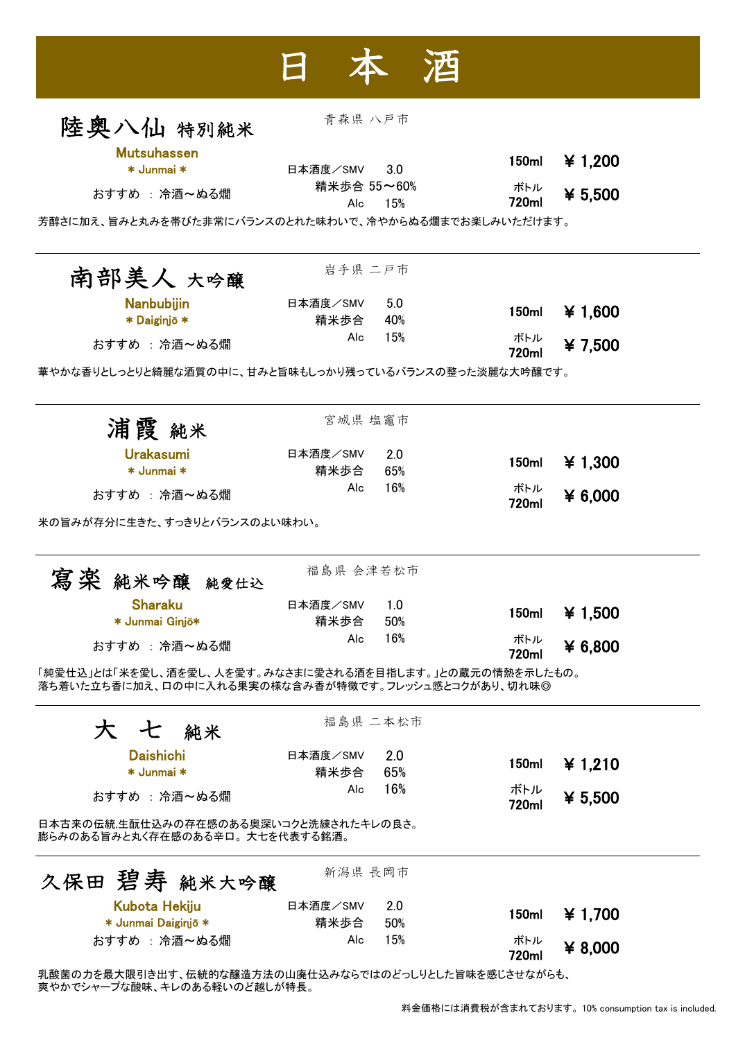# 日　本　酒

## 陸奥八仙 特別純米

青森県 八戸市

**Mutsuhassen**
＊ Junmai ＊

おすすめ ： 冷酒～ぬる燗

日本酒度／SMV　3.0
精米歩合 55～60%
Alc　15%

150ml　￥ 1,200
ボトル 720ml　￥ 5,500

芳醇さに加え、旨みと丸みを帯びた非常にバランスのとれた味わいで、冷やからぬる燗までお楽しみいただけます。

---

## 南部美人 大吟醸

岩手県 二戸市

**Nanbubijin**
＊ Daiginjō ＊

おすすめ ： 冷酒～ぬる燗

日本酒度／SMV　5.0
精米歩合　40%
Alc　15%

150ml　￥ 1,600
ボトル 720ml　￥ 7,500

華やかな香りとしっとりと綺麗な酒質の中に、甘みと旨味もしっかり残っているバランスの整った淡麗な大吟醸です。

---

## 浦霞 純米

宮城県 塩竈市

**Urakasumi**
＊ Junmai ＊

おすすめ ： 冷酒～ぬる燗

日本酒度／SMV　2.0
精米歩合　65%
Alc　16%

150ml　￥ 1,300
ボトル 720ml　￥ 6,000

米の旨みが存分に生きた、すっきりとバランスのよい味わい。

---

## 寫楽 純米吟醸 純愛仕込

福島県 会津若松市

**Sharaku**
＊ Junmai Ginjō＊

おすすめ ： 冷酒～ぬる燗

日本酒度／SMV　1.0
精米歩合　50%
Alc　16%

150ml　￥ 1,500
ボトル 720ml　￥ 6,800

「純愛仕込」とは「米を愛し、酒を愛し、人を愛す。みなさまに愛される酒を目指します。」との蔵元の情熱を示したもの。
落ち着いた立ち香に加え、口の中に入れる果実の様な含み香が特徴です。フレッシュ感とコクがあり、切れ味◎

---

## 大　七 純米

福島県 二本松市

**Daishichi**
＊ Junmai ＊

おすすめ ： 冷酒～ぬる燗

日本酒度／SMV　2.0
精米歩合　65%
Alc　16%

150ml　￥ 1,210
ボトル 720ml　￥ 5,500

日本古来の伝統,生酛仕込みの存在感のある奥深いコクと洗練されたキレの良さ。
膨らみのある旨みと丸く存在感のある辛口。大七を代表する銘酒。

---

## 久保田 碧寿 純米大吟醸

新潟県 長岡市

**Kubota Hekiju**
＊ Junmai Daiginjō ＊

おすすめ ： 冷酒～ぬる燗

日本酒度／SMV　2.0
精米歩合　50%
Alc　15%

150ml　￥ 1,700
ボトル 720ml　￥ 8,000

乳酸菌の力を最大限引き出す、伝統的な醸造方法の山廃仕込みならではのどっしりとした旨味を感じさせながらも、
爽やかでシャープな酸味、キレのある軽いのど越しが特長。

料金価格には消費税が含まれております。10% consumption tax is included.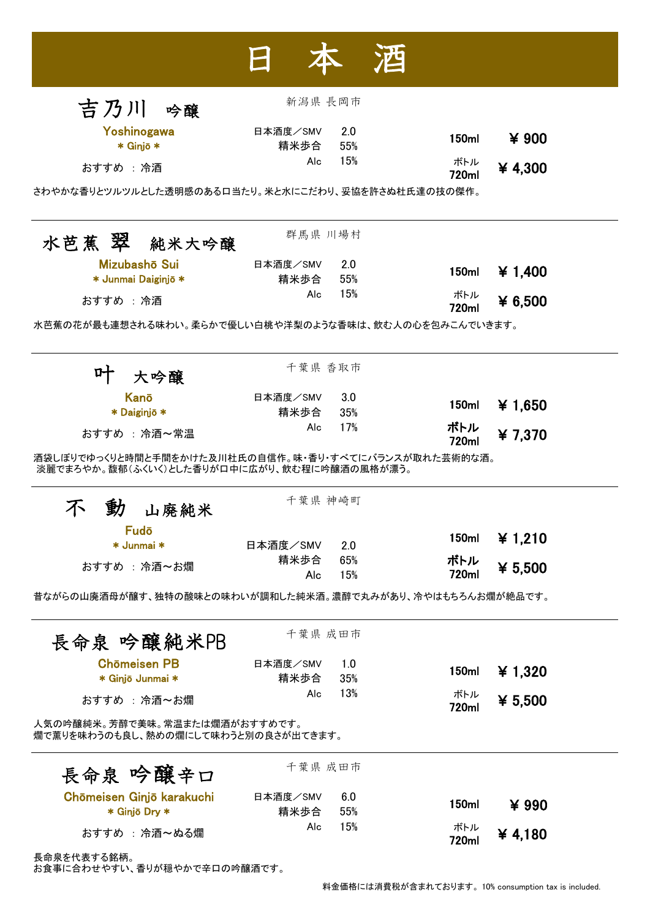# 日 本 酒

## 吉乃川 吟醸

新潟県 長岡市

Yoshinogawa
＊ Ginjō ＊

おすすめ ： 冷酒

| | |
|---|---|
| 日本酒度／SMV | 2.0 |
| 精米歩合 | 55% |
| Alc | 15% |

| | |
|---|---|
| 150ml | ￥ 900 |
| ボトル 720ml | ￥ 4,300 |

さわやかな香りとツルツルとした透明感のある口当たり。米と水にこだわり、妥協を許さぬ杜氏達の技の傑作。

---

## 水芭蕉 翠 純米大吟醸

群馬県 川場村

Mizubashō Sui
＊ Junmai Daiginjō ＊

おすすめ ： 冷酒

| | |
|---|---|
| 日本酒度／SMV | 2.0 |
| 精米歩合 | 55% |
| Alc | 15% |

| | |
|---|---|
| 150ml | ￥ 1,400 |
| ボトル 720ml | ￥ 6,500 |

水芭蕉の花が最も連想される味わい。柔らかで優しい白桃や洋梨のような香味は、飲む人の心を包みこんでいきます。

---

## 叶 大吟醸

千葉県 香取市

Kanō
＊ Daiginjō ＊

おすすめ ： 冷酒～常温

| | |
|---|---|
| 日本酒度／SMV | 3.0 |
| 精米歩合 | 35% |
| Alc | 17% |

| | |
|---|---|
| 150ml | ￥ 1,650 |
| ボトル 720ml | ￥ 7,370 |

酒袋しぼりでゆっくりと時間と手間をかけた及川杜氏の自信作。味・香り・すべてにバランスが取れた芸術的な酒。
淡麗でまろやか。馥郁（ふくいく）とした香りが口中に広がり、飲む程に吟醸酒の風格が漂う。

---

## 不 動 山廃純米

千葉県 神崎町

Fudō
＊ Junmai ＊

おすすめ ： 冷酒～お燗

| | |
|---|---|
| 日本酒度／SMV | 2.0 |
| 精米歩合 | 65% |
| Alc | 15% |

| | |
|---|---|
| 150ml | ￥ 1,210 |
| ボトル 720ml | ￥ 5,500 |

昔ながらの山廃酒母が醸す、独特の酸味との味わいが調和した純米酒。濃醇で丸みがあり、冷やはもちろんお燗が絶品です。

---

## 長命泉 吟醸純米PB

千葉県 成田市

Chōmeisen PB
＊ Ginjō Junmai ＊

おすすめ ： 冷酒～お燗

| | |
|---|---|
| 日本酒度／SMV | 1.0 |
| 精米歩合 | 35% |
| Alc | 13% |

| | |
|---|---|
| 150ml | ￥ 1,320 |
| ボトル 720ml | ￥ 5,500 |

人気の吟醸純米。芳醇で美味。常温または燗酒がおすすめです。
燗で薫りを味わうのも良し、熱めの燗にして味わうと別の良さが出てきます。

---

## 長命泉 吟醸辛口

千葉県 成田市

Chōmeisen Ginjō karakuchi
＊ Ginjō Dry ＊

おすすめ ： 冷酒～ぬる燗

| | |
|---|---|
| 日本酒度／SMV | 6.0 |
| 精米歩合 | 55% |
| Alc | 15% |

| | |
|---|---|
| 150ml | ￥ 990 |
| ボトル 720ml | ￥ 4,180 |

長命泉を代表する銘柄。
お食事に合わせやすい、香りが穏やかで辛口の吟醸酒です。

料金価格には消費税が含まれております。10% consumption tax is included.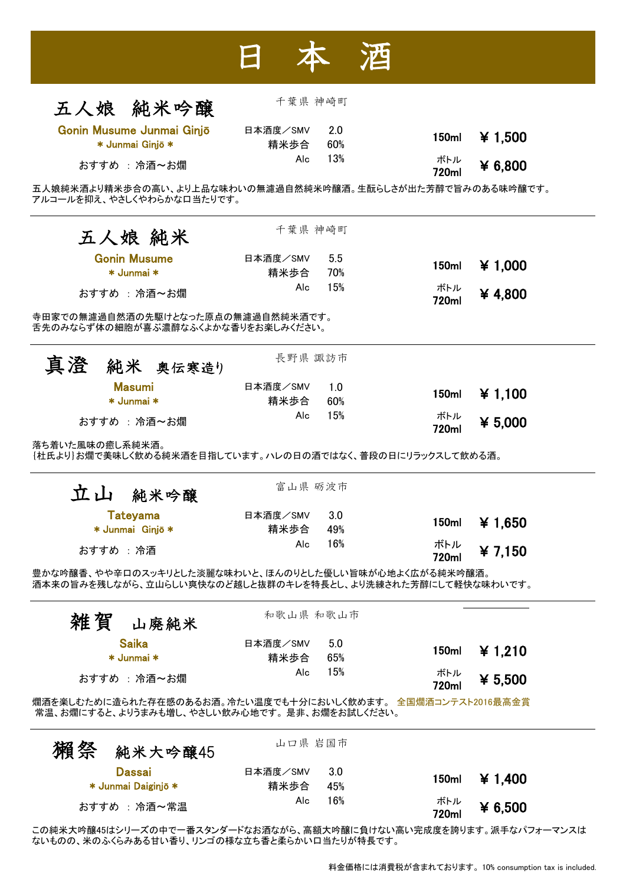# 日　本　酒

## 五人娘　純米吟醸

千葉県 神崎町

Gonin Musume Junmai Ginjō
＊ Junmai Ginjō ＊

| | | | |
|---|---|---|---|
| 日本酒度／SMV | 2.0 | 150ml | ￥ 1,500 |
| 精米歩合 | 60% | | |
| Alc | 13% | ボトル 720ml | ￥ 6,800 |

おすすめ　：冷酒～お燗

五人娘純米酒より精米歩合の高い、より上品な味わいの無濾過自然純米吟醸酒。生酛らしさが出た芳醇で旨みのある味吟醸です。
アルコールを抑え、やさしくやわらかな口当たりです。

---

## 五人娘 純米

千葉県 神崎町

Gonin Musume
＊ Junmai ＊

| | | | |
|---|---|---|---|
| 日本酒度／SMV | 5.5 | 150ml | ￥ 1,000 |
| 精米歩合 | 70% | | |
| Alc | 15% | ボトル 720ml | ￥ 4,800 |

おすすめ　：冷酒～お燗

寺田家での無濾過自然酒の先駆けとなった原点の無濾過自然純米酒です。
舌先のみならず体の細胞が喜ぶ濃醇なふくよかな香りをお楽しみください。

---

## 真澄　純米　奥伝寒造り

長野県 諏訪市

Masumi
＊ Junmai ＊

| | | | |
|---|---|---|---|
| 日本酒度／SMV | 1.0 | 150ml | ￥ 1,100 |
| 精米歩合 | 60% | | |
| Alc | 15% | ボトル 720ml | ￥ 5,000 |

おすすめ　：冷酒～お燗

落ち着いた風味の癒し系純米酒。
{杜氏より}お燗で美味しく飲める純米酒を目指しています。ハレの日の酒ではなく、普段の日にリラックスして飲める酒。

---

## 立山　純米吟醸

富山県 砺波市

Tateyama
＊ Junmai Ginjō ＊

| | | | |
|---|---|---|---|
| 日本酒度／SMV | 3.0 | 150ml | ￥ 1,650 |
| 精米歩合 | 49% | | |
| Alc | 16% | ボトル 720ml | ￥ 7,150 |

おすすめ　：冷酒

豊かな吟醸香、やや辛口のスッキリとした淡麗な味わいと、ほんのりとした優しい旨味が心地よく広がる純米吟醸酒。
酒本来の旨みを残しながら、立山らしい爽快なのど越しと抜群のキレを特長とし、より洗練された芳醇にして軽快な味わいです。

---

## 雑賀　山廃純米

和歌山県 和歌山市

Saika
＊ Junmai ＊

| | | | |
|---|---|---|---|
| 日本酒度／SMV | 5.0 | 150ml | ￥ 1,210 |
| 精米歩合 | 65% | | |
| Alc | 15% | ボトル 720ml | ￥ 5,500 |

おすすめ　：冷酒～お燗

燗酒を楽しむために造られた存在感のあるお酒。冷たい温度でも十分においしく飲めます。 全国燗酒コンテスト2016最高金賞
常温、お燗にすると、よりうまみも増し、やさしい飲み心地です。是非、お燗をお試しください。

---

## 獺祭　純米大吟醸45

山口県 岩国市

Dassai
＊ Junmai Daiginjō ＊

| | | | |
|---|---|---|---|
| 日本酒度／SMV | 3.0 | 150ml | ￥ 1,400 |
| 精米歩合 | 45% | | |
| Alc | 16% | ボトル 720ml | ￥ 6,500 |

おすすめ　：冷酒～常温

この純米大吟醸45はシリーズの中で一番スタンダードなお酒ながら、高額大吟醸に負けない高い完成度を誇ります。派手なパフォーマンスはないものの、米のふくらみある甘い香り、リンゴの様な立ち香と柔らかい口当たりが特長です。

料金価格には消費税が含まれております。10% consumption tax is included.